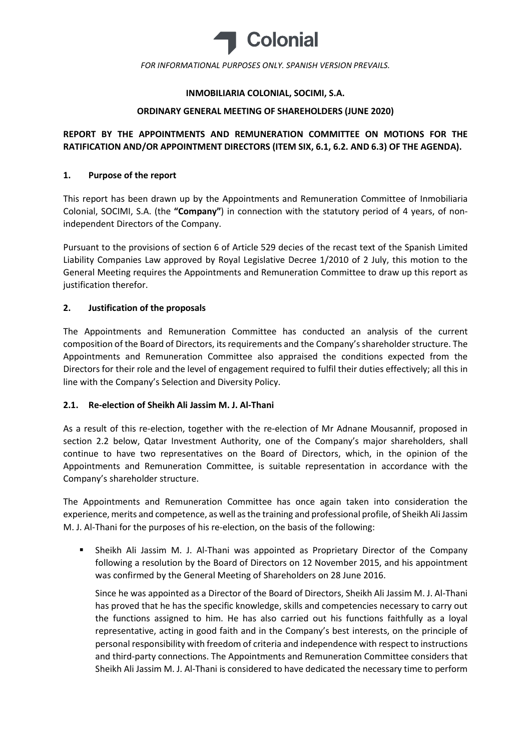*FOR INFORMATIONAL PURPOSES ONLY. SPANISH VERSION PREVAILS.*

**INMOBILIARIA COLONIAL, SOCIMI, S.A.**

**ORDINARY GENERAL MEETING OF SHAREHOLDERS (JUNE 2020)**

**REPORT BY THE APPOINTMENTS AND REMUNERATION COMMITTEE ON MOTIONS FOR THE RATIFICATION AND/OR APPOINTMENT DIRECTORS (ITEM SIX, 6.1, 6.2. AND 6.3) OF THE AGENDA).**

## 1. Purpose of the report

This report has been drawn up by the Appointments and Remuneration Committee of Inmobiliaria Colonial, SOCIMI, S.A. (the **"Company"**) in connection with the statutory period of 4 years, of non-independent Directors of the Company.

Pursuant to the provisions of section 6 of Article 529 decies of the recast text of the Spanish Limited Liability Companies Law approved by Royal Legislative Decree 1/2010 of 2 July, this motion to the General Meeting requires the Appointments and Remuneration Committee to draw up this report as justification therefor.

## 2. Justification of the proposals

The Appointments and Remuneration Committee has conducted an analysis of the current composition of the Board of Directors, its requirements and the Company's shareholder structure. The Appointments and Remuneration Committee also appraised the conditions expected from the Directors for their role and the level of engagement required to fulfil their duties effectively; all this in line with the Company's Selection and Diversity Policy.

### 2.1. Re-election of Sheikh Ali Jassim M. J. Al-Thani

As a result of this re-election, together with the re-election of Mr Adnane Mousannif, proposed in section 2.2 below, Qatar Investment Authority, one of the Company's major shareholders, shall continue to have two representatives on the Board of Directors, which, in the opinion of the Appointments and Remuneration Committee, is suitable representation in accordance with the Company's shareholder structure.

The Appointments and Remuneration Committee has once again taken into consideration the experience, merits and competence, as well as the training and professional profile, of Sheikh Ali Jassim M. J. Al-Thani for the purposes of his re-election, on the basis of the following:

- Sheikh Ali Jassim M. J. Al-Thani was appointed as Proprietary Director of the Company following a resolution by the Board of Directors on 12 November 2015, and his appointment was confirmed by the General Meeting of Shareholders on 28 June 2016.

  Since he was appointed as a Director of the Board of Directors, Sheikh Ali Jassim M. J. Al-Thani has proved that he has the specific knowledge, skills and competencies necessary to carry out the functions assigned to him. He has also carried out his functions faithfully as a loyal representative, acting in good faith and in the Company's best interests, on the principle of personal responsibility with freedom of criteria and independence with respect to instructions and third-party connections. The Appointments and Remuneration Committee considers that Sheikh Ali Jassim M. J. Al-Thani is considered to have dedicated the necessary time to perform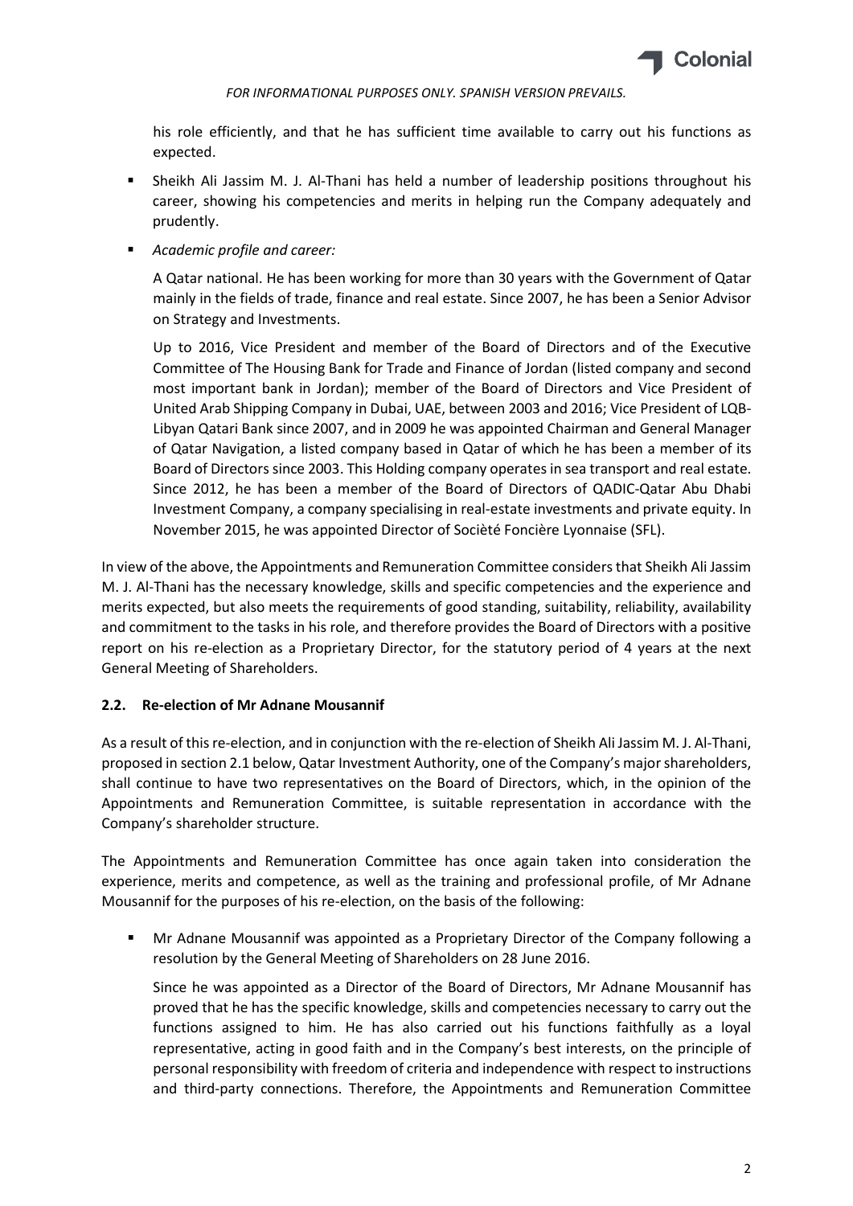his role efficiently, and that he has sufficient time available to carry out his functions as expected.

- Sheikh Ali Jassim M. J. Al-Thani has held a number of leadership positions throughout his career, showing his competencies and merits in helping run the Company adequately and prudently.
- *Academic profile and career:*

  A Qatar national. He has been working for more than 30 years with the Government of Qatar mainly in the fields of trade, finance and real estate. Since 2007, he has been a Senior Advisor on Strategy and Investments.

  Up to 2016, Vice President and member of the Board of Directors and of the Executive Committee of The Housing Bank for Trade and Finance of Jordan (listed company and second most important bank in Jordan); member of the Board of Directors and Vice President of United Arab Shipping Company in Dubai, UAE, between 2003 and 2016; Vice President of LQB-Libyan Qatari Bank since 2007, and in 2009 he was appointed Chairman and General Manager of Qatar Navigation, a listed company based in Qatar of which he has been a member of its Board of Directors since 2003. This Holding company operates in sea transport and real estate. Since 2012, he has been a member of the Board of Directors of QADIC-Qatar Abu Dhabi Investment Company, a company specialising in real-estate investments and private equity. In November 2015, he was appointed Director of Sociètè Foncière Lyonnaise (SFL).

In view of the above, the Appointments and Remuneration Committee considers that Sheikh Ali Jassim M. J. Al-Thani has the necessary knowledge, skills and specific competencies and the experience and merits expected, but also meets the requirements of good standing, suitability, reliability, availability and commitment to the tasks in his role, and therefore provides the Board of Directors with a positive report on his re-election as a Proprietary Director, for the statutory period of 4 years at the next General Meeting of Shareholders.

### 2.2. Re-election of Mr Adnane Mousannif

As a result of this re-election, and in conjunction with the re-election of Sheikh Ali Jassim M. J. Al-Thani, proposed in section 2.1 below, Qatar Investment Authority, one of the Company's major shareholders, shall continue to have two representatives on the Board of Directors, which, in the opinion of the Appointments and Remuneration Committee, is suitable representation in accordance with the Company's shareholder structure.

The Appointments and Remuneration Committee has once again taken into consideration the experience, merits and competence, as well as the training and professional profile, of Mr Adnane Mousannif for the purposes of his re-election, on the basis of the following:

- Mr Adnane Mousannif was appointed as a Proprietary Director of the Company following a resolution by the General Meeting of Shareholders on 28 June 2016.

  Since he was appointed as a Director of the Board of Directors, Mr Adnane Mousannif has proved that he has the specific knowledge, skills and competencies necessary to carry out the functions assigned to him. He has also carried out his functions faithfully as a loyal representative, acting in good faith and in the Company's best interests, on the principle of personal responsibility with freedom of criteria and independence with respect to instructions and third-party connections. Therefore, the Appointments and Remuneration Committee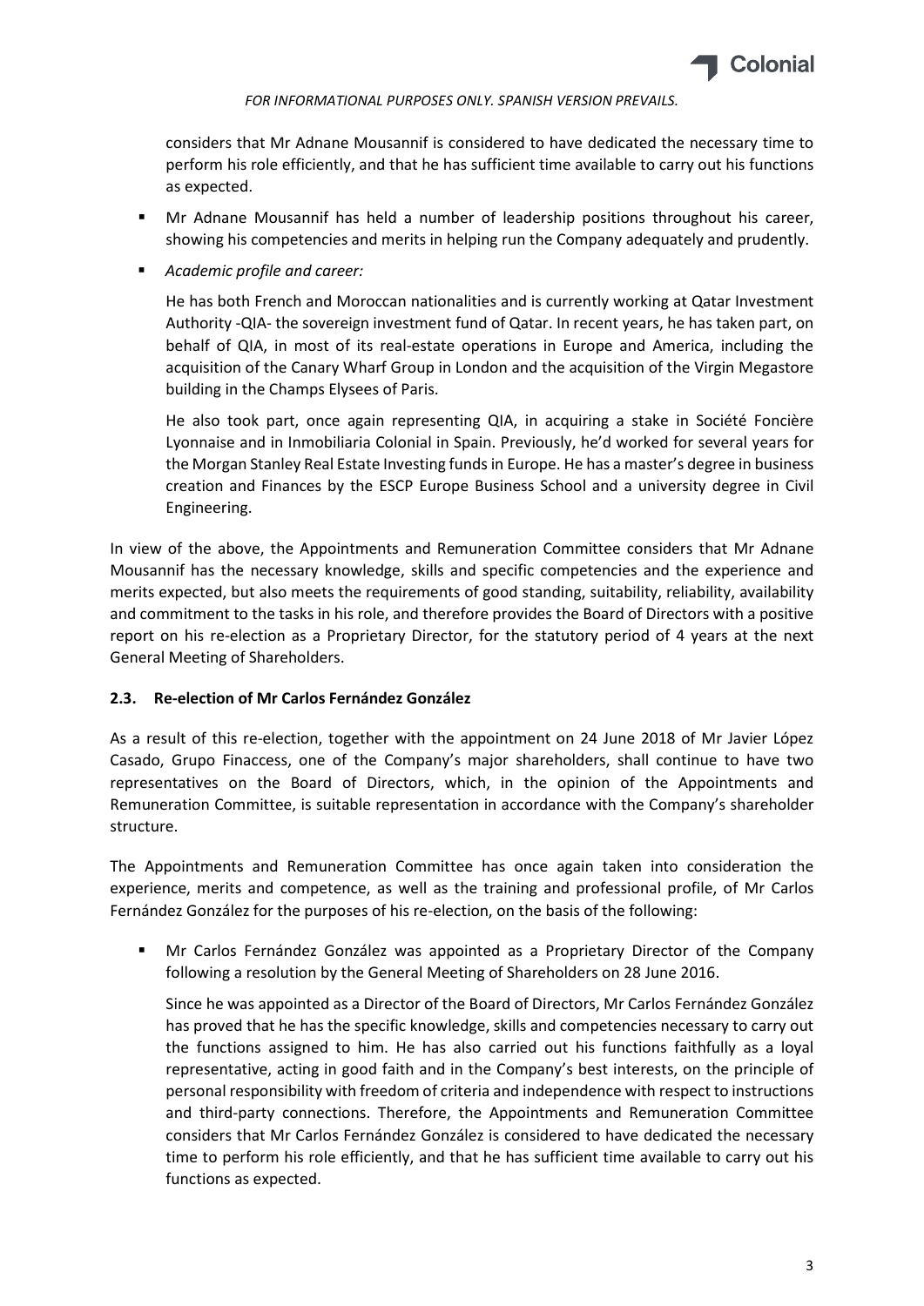considers that Mr Adnane Mousannif is considered to have dedicated the necessary time to perform his role efficiently, and that he has sufficient time available to carry out his functions as expected.

- Mr Adnane Mousannif has held a number of leadership positions throughout his career, showing his competencies and merits in helping run the Company adequately and prudently.
- *Academic profile and career:*

  He has both French and Moroccan nationalities and is currently working at Qatar Investment Authority -QIA- the sovereign investment fund of Qatar. In recent years, he has taken part, on behalf of QIA, in most of its real-estate operations in Europe and America, including the acquisition of the Canary Wharf Group in London and the acquisition of the Virgin Megastore building in the Champs Elysees of Paris.

  He also took part, once again representing QIA, in acquiring a stake in Société Foncière Lyonnaise and in Inmobiliaria Colonial in Spain. Previously, he'd worked for several years for the Morgan Stanley Real Estate Investing funds in Europe. He has a master's degree in business creation and Finances by the ESCP Europe Business School and a university degree in Civil Engineering.

In view of the above, the Appointments and Remuneration Committee considers that Mr Adnane Mousannif has the necessary knowledge, skills and specific competencies and the experience and merits expected, but also meets the requirements of good standing, suitability, reliability, availability and commitment to the tasks in his role, and therefore provides the Board of Directors with a positive report on his re-election as a Proprietary Director, for the statutory period of 4 years at the next General Meeting of Shareholders.

### 2.3. Re-election of Mr Carlos Fernández González

As a result of this re-election, together with the appointment on 24 June 2018 of Mr Javier López Casado, Grupo Finaccess, one of the Company's major shareholders, shall continue to have two representatives on the Board of Directors, which, in the opinion of the Appointments and Remuneration Committee, is suitable representation in accordance with the Company's shareholder structure.

The Appointments and Remuneration Committee has once again taken into consideration the experience, merits and competence, as well as the training and professional profile, of Mr Carlos Fernández González for the purposes of his re-election, on the basis of the following:

- Mr Carlos Fernández González was appointed as a Proprietary Director of the Company following a resolution by the General Meeting of Shareholders on 28 June 2016.

  Since he was appointed as a Director of the Board of Directors, Mr Carlos Fernández González has proved that he has the specific knowledge, skills and competencies necessary to carry out the functions assigned to him. He has also carried out his functions faithfully as a loyal representative, acting in good faith and in the Company's best interests, on the principle of personal responsibility with freedom of criteria and independence with respect to instructions and third-party connections. Therefore, the Appointments and Remuneration Committee considers that Mr Carlos Fernández González is considered to have dedicated the necessary time to perform his role efficiently, and that he has sufficient time available to carry out his functions as expected.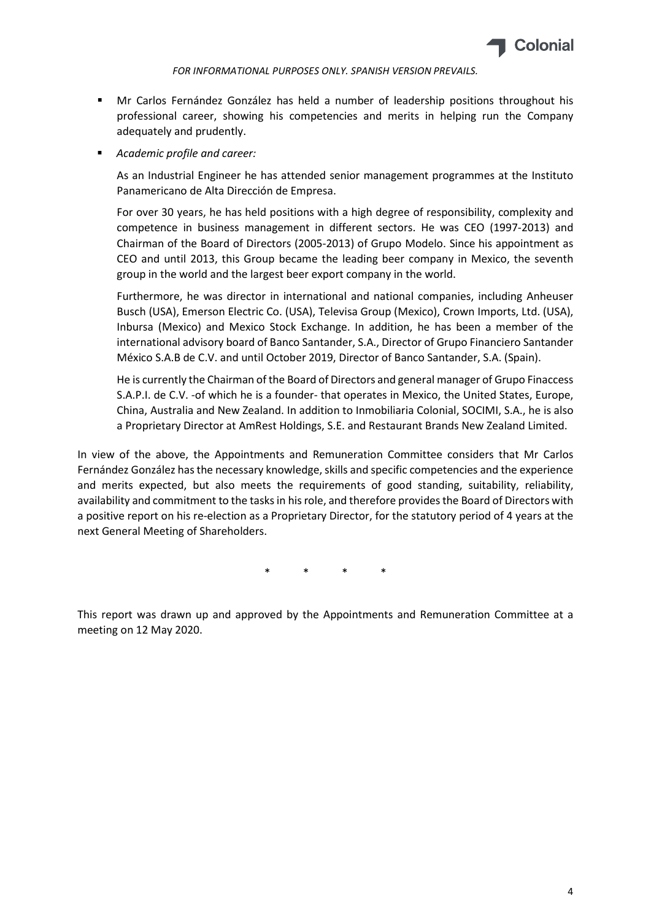*FOR INFORMATIONAL PURPOSES ONLY. SPANISH VERSION PREVAILS.*

- Mr Carlos Fernández González has held a number of leadership positions throughout his professional career, showing his competencies and merits in helping run the Company adequately and prudently.

- *Academic profile and career:*

  As an Industrial Engineer he has attended senior management programmes at the Instituto Panamericano de Alta Dirección de Empresa.

  For over 30 years, he has held positions with a high degree of responsibility, complexity and competence in business management in different sectors. He was CEO (1997-2013) and Chairman of the Board of Directors (2005-2013) of Grupo Modelo. Since his appointment as CEO and until 2013, this Group became the leading beer company in Mexico, the seventh group in the world and the largest beer export company in the world.

  Furthermore, he was director in international and national companies, including Anheuser Busch (USA), Emerson Electric Co. (USA), Televisa Group (Mexico), Crown Imports, Ltd. (USA), Inbursa (Mexico) and Mexico Stock Exchange. In addition, he has been a member of the international advisory board of Banco Santander, S.A., Director of Grupo Financiero Santander México S.A.B de C.V. and until October 2019, Director of Banco Santander, S.A. (Spain).

  He is currently the Chairman of the Board of Directors and general manager of Grupo Finaccess S.A.P.I. de C.V. -of which he is a founder- that operates in Mexico, the United States, Europe, China, Australia and New Zealand. In addition to Inmobiliaria Colonial, SOCIMI, S.A., he is also a Proprietary Director at AmRest Holdings, S.E. and Restaurant Brands New Zealand Limited.

In view of the above, the Appointments and Remuneration Committee considers that Mr Carlos Fernández González has the necessary knowledge, skills and specific competencies and the experience and merits expected, but also meets the requirements of good standing, suitability, reliability, availability and commitment to the tasks in his role, and therefore provides the Board of Directors with a positive report on his re-election as a Proprietary Director, for the statutory period of 4 years at the next General Meeting of Shareholders.

\* \* \* \*

This report was drawn up and approved by the Appointments and Remuneration Committee at a meeting on 12 May 2020.